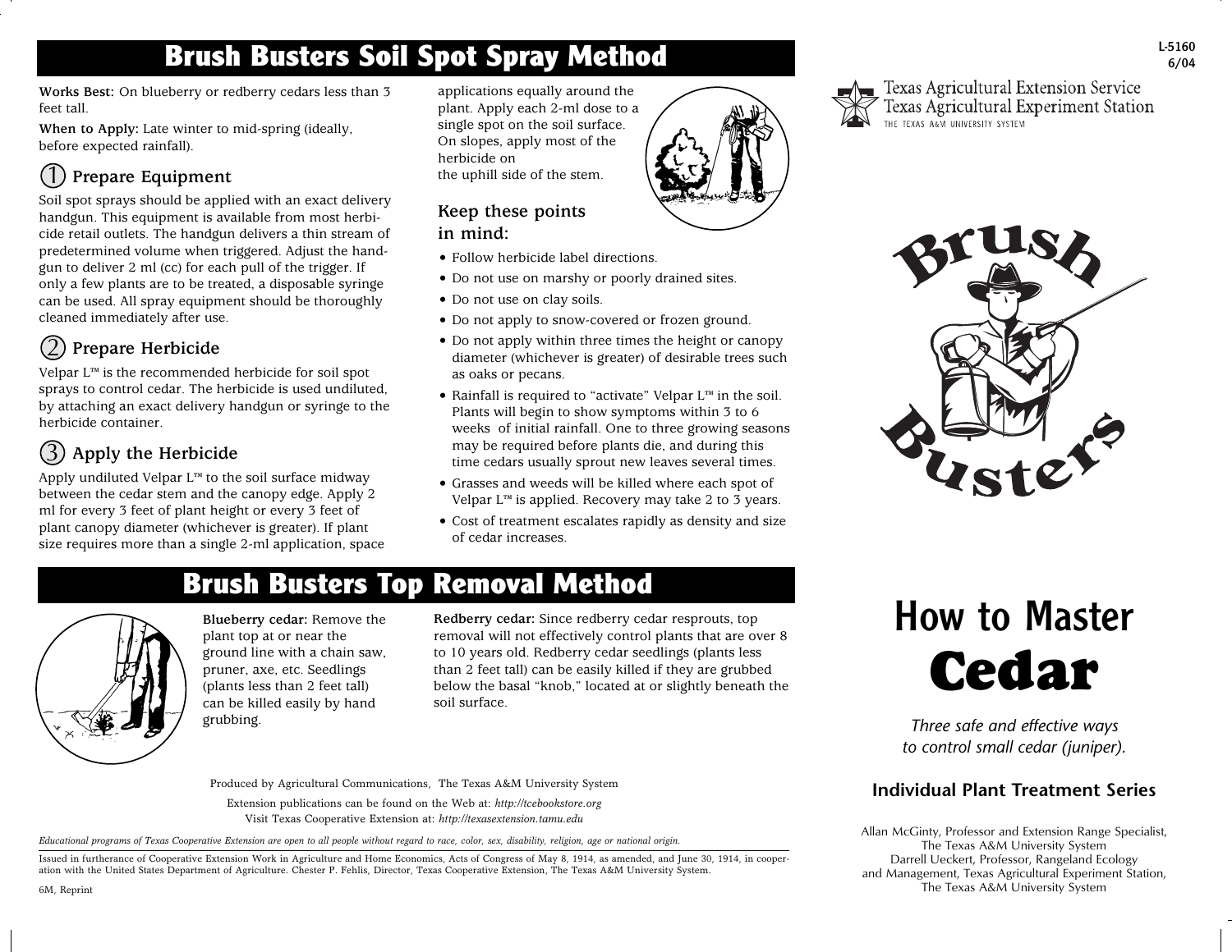# Brush Busters Soil Spot Spray Method

**Works Best:** On blueberry or redberry cedars less than 3 feet tall.

**When to Apply:** Late winter to mid-spring (ideally, before expected rainfall).

## 1 Prepare Equipment

Soil spot sprays should be applied with an exact delivery handgun. This equipment is available from most herbicide retail outlets. The handgun delivers a thin stream of predetermined volume when triggered. Adjust the handgun to deliver 2 ml (cc) for each pull of the trigger. If only a few plants are to be treated, a disposable syringe can be used. All spray equipment should be thoroughly cleaned immediately after use.

## 2 Prepare Herbicide

Velpar L™ is the recommended herbicide for soil spot sprays to control cedar. The herbicide is used undiluted, by attaching an exact delivery handgun or syringe to the herbicide container.

## 3 Apply the Herbicide

Apply undiluted Velpar L™ to the soil surface midway between the cedar stem and the canopy edge. Apply 2 ml for every 3 feet of plant height or every 3 feet of plant canopy diameter (whichever is greater). If plant size requires more than a single 2-ml application, space applications equally around the plant. Apply each 2-ml dose to a single spot on the soil surface. On slopes, apply most of the herbicide on the uphill side of the stem.

### Keep these points in mind:

- Follow herbicide label directions.
- Do not use on marshy or poorly drained sites.
- Do not use on clay soils.
- Do not apply to snow-covered or frozen ground.
- Do not apply within three times the height or canopy diameter (whichever is greater) of desirable trees such as oaks or pecans.
- Rainfall is required to "activate" Velpar L™ in the soil. Plants will begin to show symptoms within 3 to 6 weeks of initial rainfall. One to three growing seasons may be required before plants die, and during this time cedars usually sprout new leaves several times.
- Grasses and weeds will be killed where each spot of Velpar L™ is applied. Recovery may take 2 to 3 years.
- Cost of treatment escalates rapidly as density and size of cedar increases.

# Brush Busters Top Removal Method

**Blueberry cedar:** Remove the plant top at or near the ground line with a chain saw, pruner, axe, etc. Seedlings (plants less than 2 feet tall) can be killed easily by hand grubbing.

**Redberry cedar:** Since redberry cedar resprouts, top removal will not effectively control plants that are over 8 to 10 years old. Redberry cedar seedlings (plants less than 2 feet tall) can be easily killed if they are grubbed below the basal "knob," located at or slightly beneath the soil surface.

Produced by Agricultural Communications, The Texas A&M University System

Extension publications can be found on the Web at: *http://tcebookstore.org*

Visit Texas Cooperative Extension at: *http://texasextension.tamu.edu*

*Educational programs of Texas Cooperative Extension are open to all people without regard to race, color, sex, disability, religion, age or national origin.*

Issued in furtherance of Cooperative Extension Work in Agriculture and Home Economics, Acts of Congress of May 8, 1914, as amended, and June 30, 1914, in cooperation with the United States Department of Agriculture. Chester P. Fehlis, Director, Texas Cooperative Extension, The Texas A&M University System.

6M, Reprint

L-5160
6/04

Texas Agricultural Extension Service
Texas Agricultural Experiment Station
THE TEXAS A&M UNIVERSITY SYSTEM

Brush Busters

# How to Master Cedar

*Three safe and effective ways to control small cedar (juniper).*

**Individual Plant Treatment Series**

Allan McGinty, Professor and Extension Range Specialist, The Texas A&M University System
Darrell Ueckert, Professor, Rangeland Ecology and Management, Texas Agricultural Experiment Station, The Texas A&M University System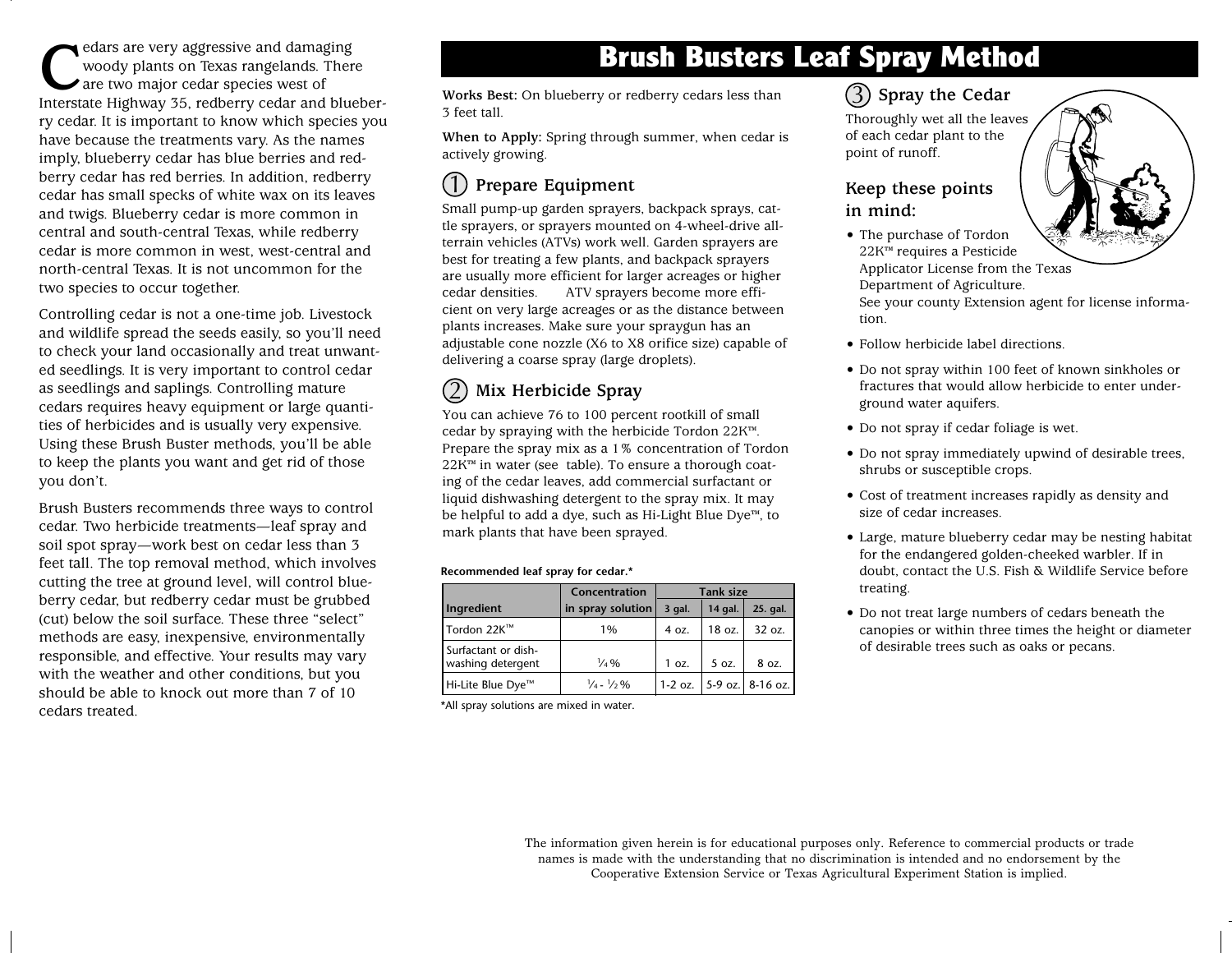Cedars are very aggressive and damaging woody plants on Texas rangelands. There are two major cedar species west of Interstate Highway 35, redberry cedar and blueberry cedar. It is important to know which species you have because the treatments vary. As the names imply, blueberry cedar has blue berries and redberry cedar has red berries. In addition, redberry cedar has small specks of white wax on its leaves and twigs. Blueberry cedar is more common in central and south-central Texas, while redberry cedar is more common in west, west-central and north-central Texas. It is not uncommon for the two species to occur together.

Controlling cedar is not a one-time job. Livestock and wildlife spread the seeds easily, so you'll need to check your land occasionally and treat unwanted seedlings. It is very important to control cedar as seedlings and saplings. Controlling mature cedars requires heavy equipment or large quantities of herbicides and is usually very expensive. Using these Brush Buster methods, you'll be able to keep the plants you want and get rid of those you don't.

Brush Busters recommends three ways to control cedar. Two herbicide treatments—leaf spray and soil spot spray—work best on cedar less than 3 feet tall. The top removal method, which involves cutting the tree at ground level, will control blueberry cedar, but redberry cedar must be grubbed (cut) below the soil surface. These three "select" methods are easy, inexpensive, environmentally responsible, and effective. Your results may vary with the weather and other conditions, but you should be able to knock out more than 7 of 10 cedars treated.

# Brush Busters Leaf Spray Method

**Works Best:** On blueberry or redberry cedars less than 3 feet tall.

**When to Apply:** Spring through summer, when cedar is actively growing.

## 1 Prepare Equipment

Small pump-up garden sprayers, backpack sprays, cattle sprayers, or sprayers mounted on 4-wheel-drive all-terrain vehicles (ATVs) work well. Garden sprayers are best for treating a few plants, and backpack sprayers are usually more efficient for larger acreages or higher cedar densities. ATV sprayers become more efficient on very large acreages or as the distance between plants increases. Make sure your spraygun has an adjustable cone nozzle (X6 to X8 orifice size) capable of delivering a coarse spray (large droplets).

## 2 Mix Herbicide Spray

You can achieve 76 to 100 percent rootkill of small cedar by spraying with the herbicide Tordon 22K™. Prepare the spray mix as a 1% concentration of Tordon 22K™ in water (see table). To ensure a thorough coating of the cedar leaves, add commercial surfactant or liquid dishwashing detergent to the spray mix. It may be helpful to add a dye, such as Hi-Light Blue Dye™, to mark plants that have been sprayed.

**Recommended leaf spray for cedar.***

| Ingredient | Concentration in spray solution | Tank size | | |
|---|---|---|---|---|
| | | 3 gal. | 14 gal. | 25. gal. |
| Tordon 22K™ | 1% | 4 oz. | 18 oz. | 32 oz. |
| Surfactant or dish-washing detergent | 1/4 % | 1 oz. | 5 oz. | 8 oz. |
| Hi-Lite Blue Dye™ | 1/4 - 1/2 % | 1-2 oz. | 5-9 oz. | 8-16 oz. |

*All spray solutions are mixed in water.

## 3 Spray the Cedar

Thoroughly wet all the leaves of each cedar plant to the point of runoff.

### Keep these points in mind:

- The purchase of Tordon 22K™ requires a Pesticide Applicator License from the Texas Department of Agriculture. See your county Extension agent for license information.
- Follow herbicide label directions.
- Do not spray within 100 feet of known sinkholes or fractures that would allow herbicide to enter underground water aquifers.
- Do not spray if cedar foliage is wet.
- Do not spray immediately upwind of desirable trees, shrubs or susceptible crops.
- Cost of treatment increases rapidly as density and size of cedar increases.
- Large, mature blueberry cedar may be nesting habitat for the endangered golden-cheeked warbler. If in doubt, contact the U.S. Fish & Wildlife Service before treating.
- Do not treat large numbers of cedars beneath the canopies or within three times the height or diameter of desirable trees such as oaks or pecans.

The information given herein is for educational purposes only. Reference to commercial products or trade names is made with the understanding that no discrimination is intended and no endorsement by the Cooperative Extension Service or Texas Agricultural Experiment Station is implied.